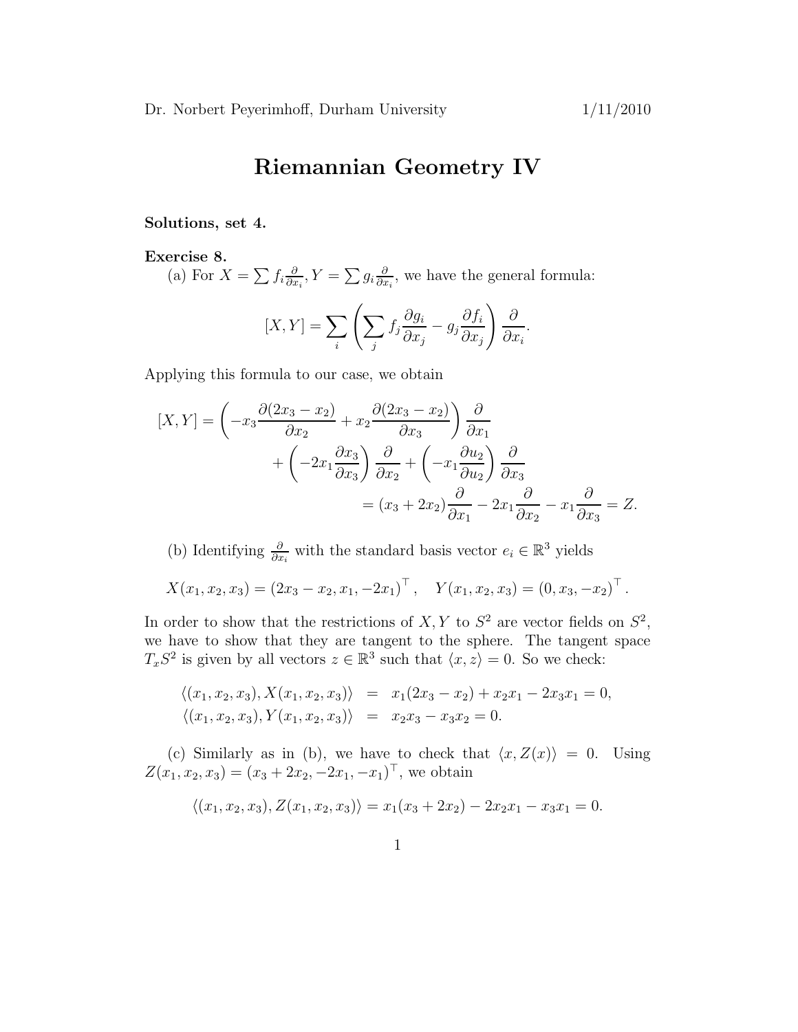Dr. Norbert Peyerimhoff, Durham University 1/11/2010

# Riemannian Geometry IV

**Solutions, set 4.**

**Exercise 8.**

(a) For $X = \sum f_i \frac{\partial}{\partial x_i}, Y = \sum g_i \frac{\partial}{\partial x_i}$, we have the general formula:

$$[X,Y] = \sum_i \left( \sum_j f_j \frac{\partial g_i}{\partial x_j} - g_j \frac{\partial f_i}{\partial x_j} \right) \frac{\partial}{\partial x_i}.$$

Applying this formula to our case, we obtain

$$\begin{aligned}[X,Y] = &\left( -x_3 \frac{\partial(2x_3 - x_2)}{\partial x_2} + x_2 \frac{\partial(2x_3 - x_2)}{\partial x_3} \right) \frac{\partial}{\partial x_1} \\ &+ \left( -2x_1 \frac{\partial x_3}{\partial x_3} \right) \frac{\partial}{\partial x_2} + \left( -x_1 \frac{\partial u_2}{\partial u_2} \right) \frac{\partial}{\partial x_3} \\ &= (x_3 + 2x_2) \frac{\partial}{\partial x_1} - 2x_1 \frac{\partial}{\partial x_2} - x_1 \frac{\partial}{\partial x_3} = Z.\end{aligned}$$

(b) Identifying $\frac{\partial}{\partial x_i}$ with the standard basis vector $e_i \in \mathbb{R}^3$ yields

$$X(x_1,x_2,x_3) = (2x_3 - x_2, x_1, -2x_1)^\top, \quad Y(x_1,x_2,x_3) = (0, x_3, -x_2)^\top.$$

In order to show that the restrictions of $X, Y$ to $S^2$ are vector fields on $S^2$, we have to show that they are tangent to the sphere. The tangent space $T_x S^2$ is given by all vectors $z \in \mathbb{R}^3$ such that $\langle x, z \rangle = 0$. So we check:

$$\begin{aligned}\langle (x_1,x_2,x_3), X(x_1,x_2,x_3) \rangle &= x_1(2x_3 - x_2) + x_2 x_1 - 2x_3 x_1 = 0, \\ \langle (x_1,x_2,x_3), Y(x_1,x_2,x_3) \rangle &= x_2 x_3 - x_3 x_2 = 0.\end{aligned}$$

(c) Similarly as in (b), we have to check that $\langle x, Z(x) \rangle = 0$. Using $Z(x_1,x_2,x_3) = (x_3 + 2x_2, -2x_1, -x_1)^\top$, we obtain

$$\langle (x_1,x_2,x_3), Z(x_1,x_2,x_3) \rangle = x_1(x_3 + 2x_2) - 2x_2 x_1 - x_3 x_1 = 0.$$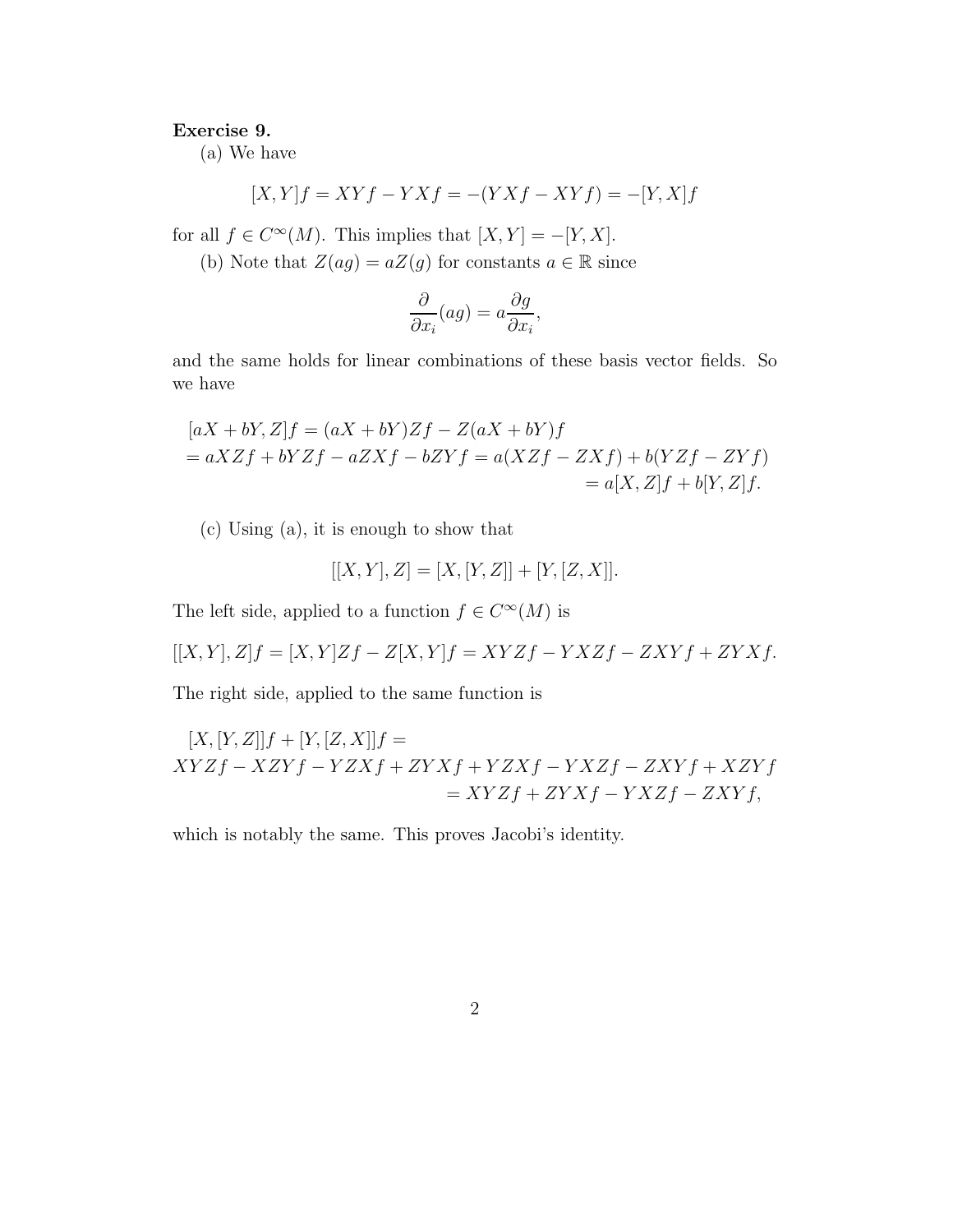**Exercise 9.**

(a) We have

$$[X, Y]f = XYf - YXf = -(YXf - XYf) = -[Y, X]f$$

for all $f \in C^\infty(M)$. This implies that $[X, Y] = -[Y, X]$.

(b) Note that $Z(ag) = aZ(g)$ for constants $a \in \mathbb{R}$ since

$$\frac{\partial}{\partial x_i}(ag) = a\frac{\partial g}{\partial x_i},$$

and the same holds for linear combinations of these basis vector fields. So we have

$$\begin{aligned}
&[aX + bY, Z]f = (aX + bY)Zf - Z(aX + bY)f \\
&= aXZf + bYZf - aZXf - bZYf = a(XZf - ZXf) + b(YZf - ZYf) \\
&\qquad\qquad\qquad\qquad\qquad\qquad\qquad\qquad = a[X, Z]f + b[Y, Z]f.
\end{aligned}$$

(c) Using (a), it is enough to show that

$$[[X, Y], Z] = [X, [Y, Z]] + [Y, [Z, X]].$$

The left side, applied to a function $f \in C^\infty(M)$ is

$$[[X, Y], Z]f = [X, Y]Zf - Z[X, Y]f = XYZf - YXZf - ZXYf + ZYXf.$$

The right side, applied to the same function is

$$\begin{aligned}
&[X, [Y, Z]]f + [Y, [Z, X]]f = \\
&XYZf - XZYf - YZXf + ZYXf + YZXf - YXZf - ZXYf + XZYf \\
&\qquad\qquad\qquad\qquad\qquad = XYZf + ZYXf - YXZf - ZXYf,
\end{aligned}$$

which is notably the same. This proves Jacobi's identity.